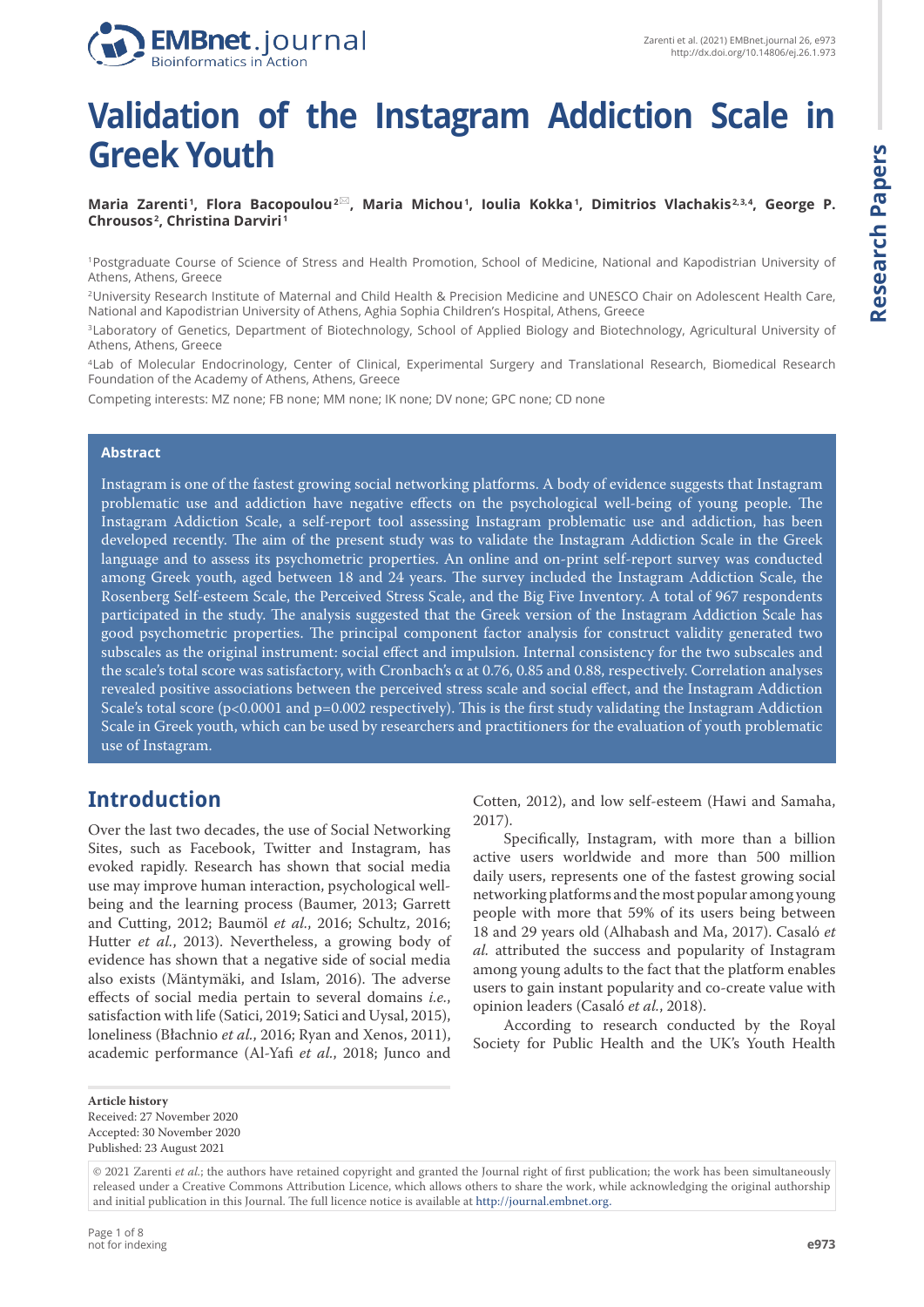# Validation of the Instagram Addiction Scale in Greek Youth

**Maria Zarenti[1], Flora Bacopoulou[2], Maria Michou[1], Ioulia Kokka[1], Dimitrios Vlachakis[2,3,4], George P. Chrousos[2], Christina Darviri[1]**

[1]Postgraduate Course of Science of Stress and Health Promotion, School of Medicine, National and Kapodistrian University of Athens, Athens, Greece

[2]University Research Institute of Maternal and Child Health & Precision Medicine and UNESCO Chair on Adolescent Health Care, National and Kapodistrian University of Athens, Aghia Sophia Children's Hospital, Athens, Greece

[3]Laboratory of Genetics, Department of Biotechnology, School of Applied Biology and Biotechnology, Agricultural University of Athens, Athens, Greece

[4]Lab of Molecular Endocrinology, Center of Clinical, Experimental Surgery and Translational Research, Biomedical Research Foundation of the Academy of Athens, Athens, Greece

Competing interests: MZ none; FB none; MM none; IK none; DV none; GPC none; CD none

## Abstract

Instagram is one of the fastest growing social networking platforms. A body of evidence suggests that Instagram problematic use and addiction have negative effects on the psychological well-being of young people. The Instagram Addiction Scale, a self-report tool assessing Instagram problematic use and addiction, has been developed recently. The aim of the present study was to validate the Instagram Addiction Scale in the Greek language and to assess its psychometric properties. An online and on-print self-report survey was conducted among Greek youth, aged between 18 and 24 years. The survey included the Instagram Addiction Scale, the Rosenberg Self-esteem Scale, the Perceived Stress Scale, and the Big Five Inventory. A total of 967 respondents participated in the study. The analysis suggested that the Greek version of the Instagram Addiction Scale has good psychometric properties. The principal component factor analysis for construct validity generated two subscales as the original instrument: social effect and impulsion. Internal consistency for the two subscales and the scale's total score was satisfactory, with Cronbach's α at 0.76, 0.85 and 0.88, respectively. Correlation analyses revealed positive associations between the perceived stress scale and social effect, and the Instagram Addiction Scale's total score ($p<0.0001$ and $p=0.002$ respectively). This is the first study validating the Instagram Addiction Scale in Greek youth, which can be used by researchers and practitioners for the evaluation of youth problematic use of Instagram.

## Introduction

Over the last two decades, the use of Social Networking Sites, such as Facebook, Twitter and Instagram, has evoked rapidly. Research has shown that social media use may improve human interaction, psychological well-being and the learning process (Baumer, 2013; Garrett and Cutting, 2012; Baumöl *et al.*, 2016; Schultz, 2016; Hutter *et al.*, 2013). Nevertheless, a growing body of evidence has shown that a negative side of social media also exists (Mäntymäki, and Islam, 2016). The adverse effects of social media pertain to several domains *i.e.*, satisfaction with life (Satici, 2019; Satici and Uysal, 2015), loneliness (Błachnio *et al.*, 2016; Ryan and Xenos, 2011), academic performance (Al-Yafi *et al.*, 2018; Junco and Cotten, 2012), and low self-esteem (Hawi and Samaha, 2017).

Specifically, Instagram, with more than a billion active users worldwide and more than 500 million daily users, represents one of the fastest growing social networking platforms and the most popular among young people with more that 59% of its users being between 18 and 29 years old (Alhabash and Ma, 2017). Casaló *et al.* attributed the success and popularity of Instagram among young adults to the fact that the platform enables users to gain instant popularity and co-create value with opinion leaders (Casaló *et al.*, 2018).

According to research conducted by the Royal Society for Public Health and the UK's Youth Health

**Article history**
Received: 27 November 2020
Accepted: 30 November 2020
Published: 23 August 2021

© 2021 Zarenti *et al.*; the authors have retained copyright and granted the Journal right of first publication; the work has been simultaneously released under a Creative Commons Attribution Licence, which allows others to share the work, while acknowledging the original authorship and initial publication in this Journal. The full licence notice is available at http://journal.embnet.org.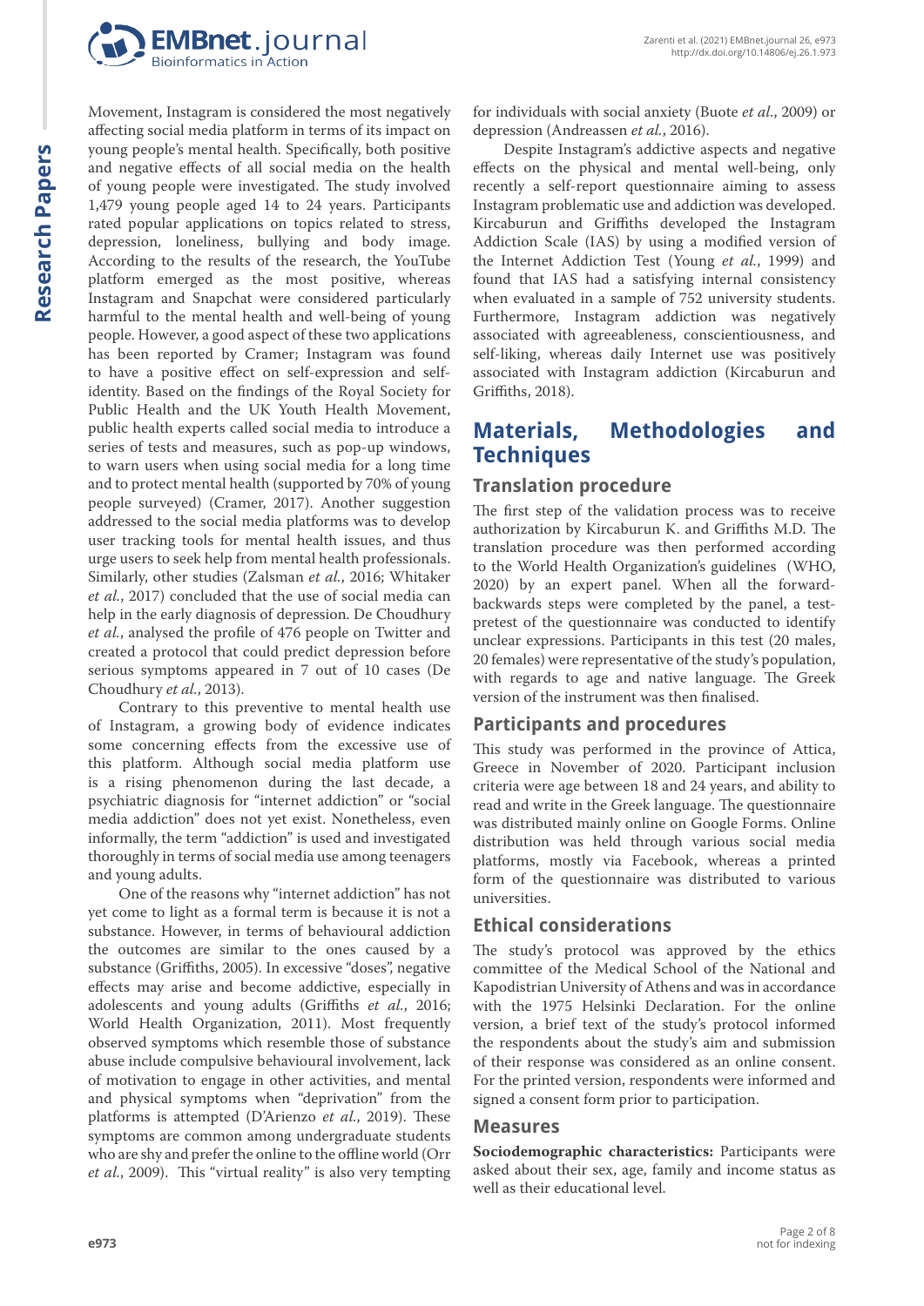Movement, Instagram is considered the most negatively affecting social media platform in terms of its impact on young people's mental health. Specifically, both positive and negative effects of all social media on the health of young people were investigated. The study involved 1,479 young people aged 14 to 24 years. Participants rated popular applications on topics related to stress, depression, loneliness, bullying and body image. According to the results of the research, the YouTube platform emerged as the most positive, whereas Instagram and Snapchat were considered particularly harmful to the mental health and well-being of young people. However, a good aspect of these two applications has been reported by Cramer; Instagram was found to have a positive effect on self-expression and self-identity. Based on the findings of the Royal Society for Public Health and the UK Youth Health Movement, public health experts called social media to introduce a series of tests and measures, such as pop-up windows, to warn users when using social media for a long time and to protect mental health (supported by 70% of young people surveyed) (Cramer, 2017). Another suggestion addressed to the social media platforms was to develop user tracking tools for mental health issues, and thus urge users to seek help from mental health professionals. Similarly, other studies (Zalsman *et al.*, 2016; Whitaker *et al.*, 2017) concluded that the use of social media can help in the early diagnosis of depression. De Choudhury *et al.*, analysed the profile of 476 people on Twitter and created a protocol that could predict depression before serious symptoms appeared in 7 out of 10 cases (De Choudhury *et al.*, 2013).

Contrary to this preventive to mental health use of Instagram, a growing body of evidence indicates some concerning effects from the excessive use of this platform. Although social media platform use is a rising phenomenon during the last decade, a psychiatric diagnosis for "internet addiction" or "social media addiction" does not yet exist. Nonetheless, even informally, the term "addiction" is used and investigated thoroughly in terms of social media use among teenagers and young adults.

One of the reasons why "internet addiction" has not yet come to light as a formal term is because it is not a substance. However, in terms of behavioural addiction the outcomes are similar to the ones caused by a substance (Griffiths, 2005). In excessive "doses", negative effects may arise and become addictive, especially in adolescents and young adults (Griffiths *et al.*, 2016; World Health Organization, 2011). Most frequently observed symptoms which resemble those of substance abuse include compulsive behavioural involvement, lack of motivation to engage in other activities, and mental and physical symptoms when "deprivation" from the platforms is attempted (D'Arienzo *et al.*, 2019). These symptoms are common among undergraduate students who are shy and prefer the online to the offline world (Orr *et al.*, 2009). This "virtual reality" is also very tempting for individuals with social anxiety (Buote *et al.*, 2009) or depression (Andreassen *et al.*, 2016).

Despite Instagram's addictive aspects and negative effects on the physical and mental well-being, only recently a self-report questionnaire aiming to assess Instagram problematic use and addiction was developed. Kircaburun and Griffiths developed the Instagram Addiction Scale (IAS) by using a modified version of the Internet Addiction Test (Young *et al.*, 1999) and found that IAS had a satisfying internal consistency when evaluated in a sample of 752 university students. Furthermore, Instagram addiction was negatively associated with agreeableness, conscientiousness, and self-liking, whereas daily Internet use was positively associated with Instagram addiction (Kircaburun and Griffiths, 2018).

## Materials, Methodologies and Techniques

### Translation procedure

The first step of the validation process was to receive authorization by Kircaburun K. and Griffiths M.D. The translation procedure was then performed according to the World Health Organization's guidelines (WHO, 2020) by an expert panel. When all the forward-backwards steps were completed by the panel, a test-pretest of the questionnaire was conducted to identify unclear expressions. Participants in this test (20 males, 20 females) were representative of the study's population, with regards to age and native language. The Greek version of the instrument was then finalised.

### Participants and procedures

This study was performed in the province of Attica, Greece in November of 2020. Participant inclusion criteria were age between 18 and 24 years, and ability to read and write in the Greek language. The questionnaire was distributed mainly online on Google Forms. Online distribution was held through various social media platforms, mostly via Facebook, whereas a printed form of the questionnaire was distributed to various universities.

### Ethical considerations

The study's protocol was approved by the ethics committee of the Medical School of the National and Kapodistrian University of Athens and was in accordance with the 1975 Helsinki Declaration. For the online version, a brief text of the study's protocol informed the respondents about the study's aim and submission of their response was considered as an online consent. For the printed version, respondents were informed and signed a consent form prior to participation.

### Measures

**Sociodemographic characteristics:** Participants were asked about their sex, age, family and income status as well as their educational level.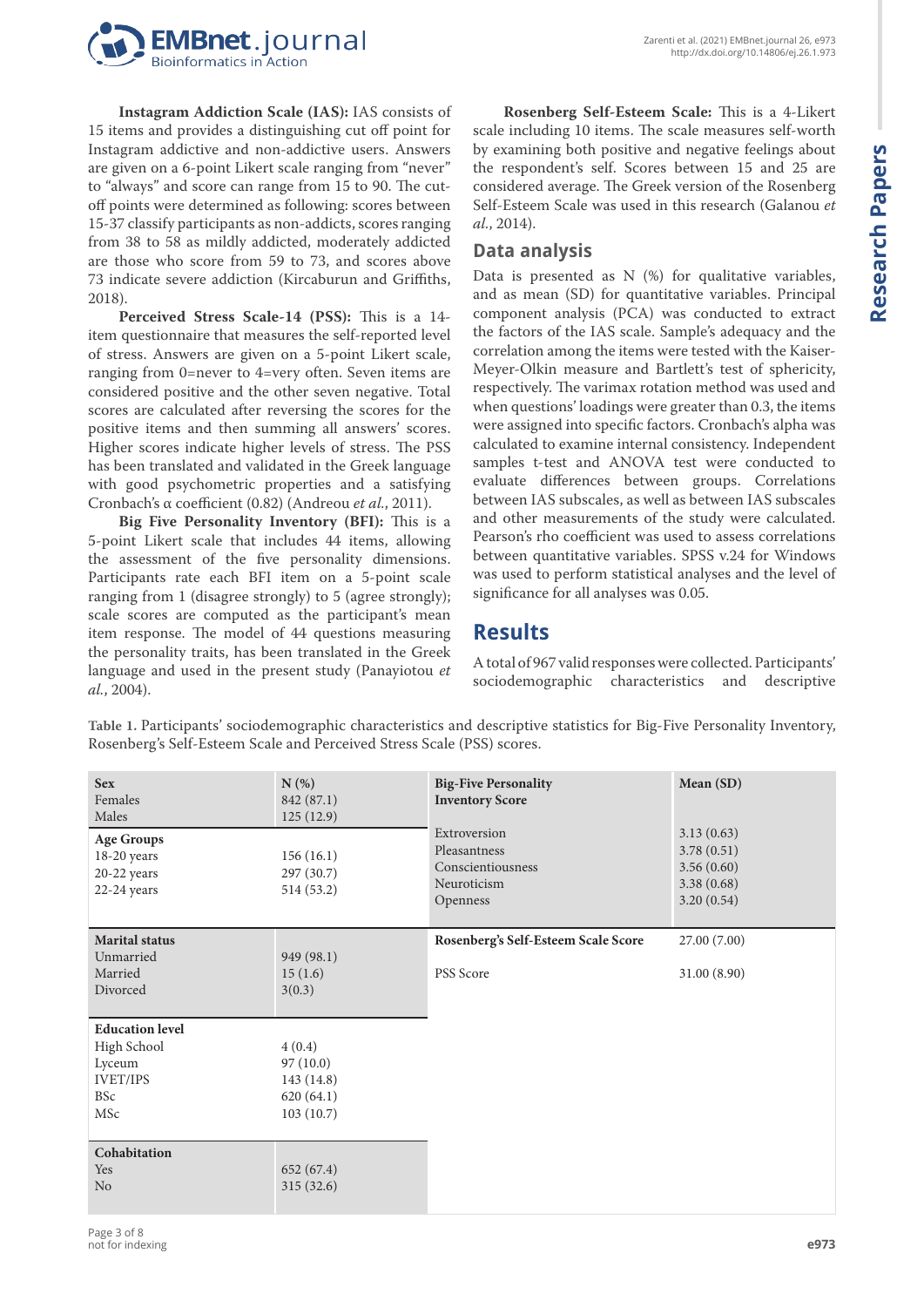**Instagram Addiction Scale (IAS):** IAS consists of 15 items and provides a distinguishing cut off point for Instagram addictive and non-addictive users. Answers are given on a 6-point Likert scale ranging from "never" to "always" and score can range from 15 to 90. The cut-off points were determined as following: scores between 15-37 classify participants as non-addicts, scores ranging from 38 to 58 as mildly addicted, moderately addicted are those who score from 59 to 73, and scores above 73 indicate severe addiction (Kircaburun and Griffiths, 2018).

**Perceived Stress Scale-14 (PSS):** This is a 14-item questionnaire that measures the self-reported level of stress. Answers are given on a 5-point Likert scale, ranging from 0=never to 4=very often. Seven items are considered positive and the other seven negative. Total scores are calculated after reversing the scores for the positive items and then summing all answers' scores. Higher scores indicate higher levels of stress. The PSS has been translated and validated in the Greek language with good psychometric properties and a satisfying Cronbach's α coefficient (0.82) (Andreou *et al.*, 2011).

**Big Five Personality Inventory (BFI):** This is a 5-point Likert scale that includes 44 items, allowing the assessment of the five personality dimensions. Participants rate each BFI item on a 5-point scale ranging from 1 (disagree strongly) to 5 (agree strongly); scale scores are computed as the participant's mean item response. The model of 44 questions measuring the personality traits, has been translated in the Greek language and used in the present study (Panayiotou *et al.*, 2004).

**Rosenberg Self-Esteem Scale:** This is a 4-Likert scale including 10 items. The scale measures self-worth by examining both positive and negative feelings about the respondent's self. Scores between 15 and 25 are considered average. The Greek version of the Rosenberg Self-Esteem Scale was used in this research (Galanou *et al.*, 2014).

## Data analysis

Data is presented as N (%) for qualitative variables, and as mean (SD) for quantitative variables. Principal component analysis (PCA) was conducted to extract the factors of the IAS scale. Sample's adequacy and the correlation among the items were tested with the Kaiser-Meyer-Olkin measure and Bartlett's test of sphericity, respectively. The varimax rotation method was used and when questions' loadings were greater than 0.3, the items were assigned into specific factors. Cronbach's alpha was calculated to examine internal consistency. Independent samples t-test and ANOVA test were conducted to evaluate differences between groups. Correlations between IAS subscales, as well as between IAS subscales and other measurements of the study were calculated. Pearson's rho coefficient was used to assess correlations between quantitative variables. SPSS v.24 for Windows was used to perform statistical analyses and the level of significance for all analyses was 0.05.

# Results

A total of 967 valid responses were collected. Participants' sociodemographic characteristics and descriptive

**Table 1.** Participants' sociodemographic characteristics and descriptive statistics for Big-Five Personality Inventory, Rosenberg's Self-Esteem Scale and Perceived Stress Scale (PSS) scores.

| **Sex** | **N (%)** | **Big-Five Personality Inventory Score** | **Mean (SD)** |
|---|---|---|---|
| Females | 842 (87.1) | | |
| Males | 125 (12.9) | | |
| **Age Groups** | | Extroversion | 3.13 (0.63) |
| 18-20 years | 156 (16.1) | Pleasantness | 3.78 (0.51) |
| 20-22 years | 297 (30.7) | Conscientiousness | 3.56 (0.60) |
| 22-24 years | 514 (53.2) | Neuroticism | 3.38 (0.68) |
| | | Openness | 3.20 (0.54) |
| **Marital status** | | **Rosenberg's Self-Esteem Scale Score** | 27.00 (7.00) |
| Unmarried | 949 (98.1) | | |
| Married | 15 (1.6) | PSS Score | 31.00 (8.90) |
| Divorced | 3(0.3) | | |
| **Education level** | | | |
| High School | 4 (0.4) | | |
| Lyceum | 97 (10.0) | | |
| IVET/IPS | 143 (14.8) | | |
| BSc | 620 (64.1) | | |
| MSc | 103 (10.7) | | |
| **Cohabitation** | | | |
| Yes | 652 (67.4) | | |
| No | 315 (32.6) | | |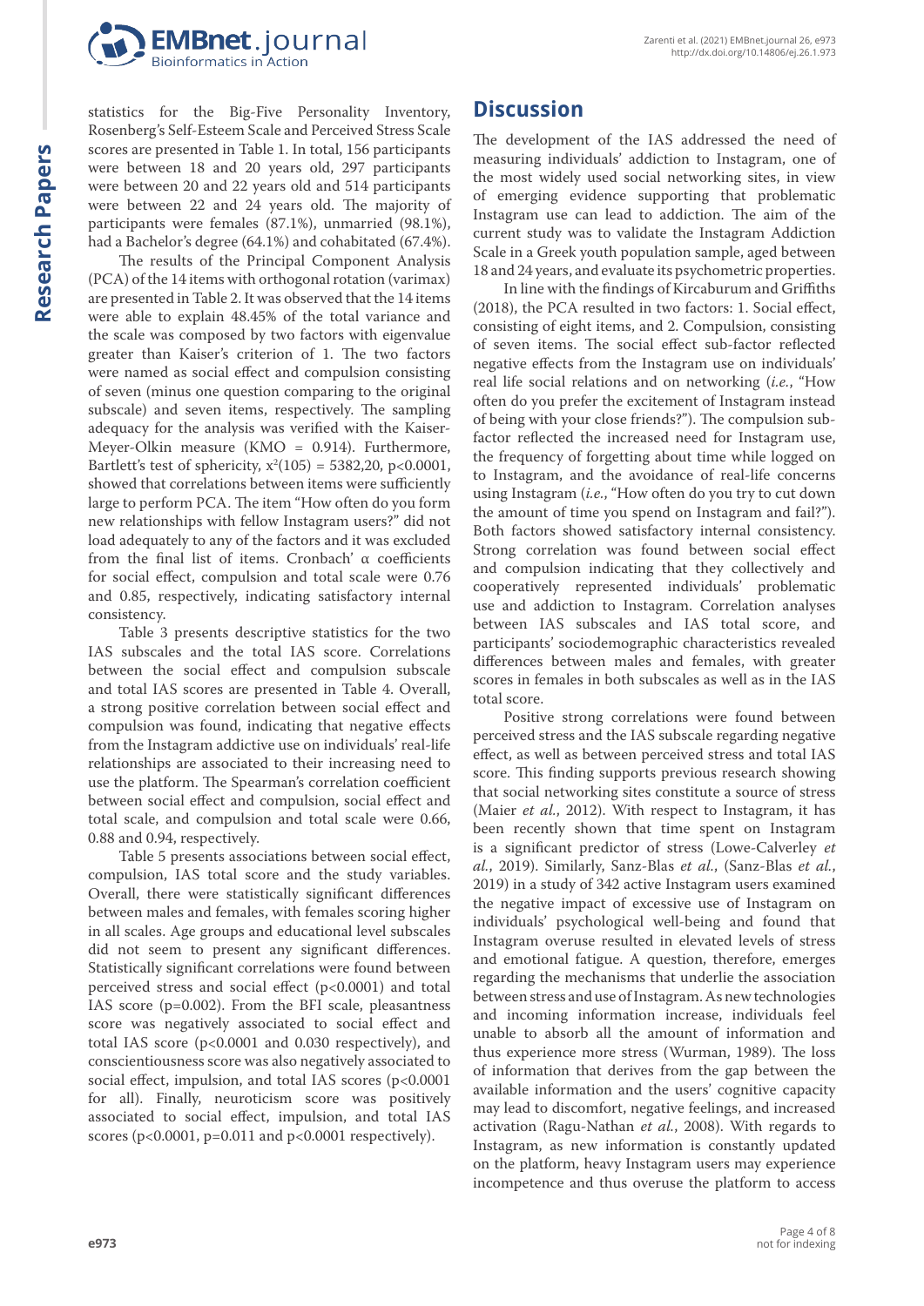statistics for the Big-Five Personality Inventory, Rosenberg's Self-Esteem Scale and Perceived Stress Scale scores are presented in Table 1. In total, 156 participants were between 18 and 20 years old, 297 participants were between 20 and 22 years old and 514 participants were between 22 and 24 years old. The majority of participants were females (87.1%), unmarried (98.1%), had a Bachelor's degree (64.1%) and cohabitated (67.4%).

The results of the Principal Component Analysis (PCA) of the 14 items with orthogonal rotation (varimax) are presented in Table 2. It was observed that the 14 items were able to explain 48.45% of the total variance and the scale was composed by two factors with eigenvalue greater than Kaiser's criterion of 1. The two factors were named as social effect and compulsion consisting of seven (minus one question comparing to the original subscale) and seven items, respectively. The sampling adequacy for the analysis was verified with the Kaiser-Meyer-Olkin measure (KMO = 0.914). Furthermore, Bartlett's test of sphericity, $x^2(105) = 5382{,}20$, $p<0.0001$, showed that correlations between items were sufficiently large to perform PCA. The item "How often do you form new relationships with fellow Instagram users?" did not load adequately to any of the factors and it was excluded from the final list of items. Cronbach' α coefficients for social effect, compulsion and total scale were 0.76 and 0.85, respectively, indicating satisfactory internal consistency.

Table 3 presents descriptive statistics for the two IAS subscales and the total IAS score. Correlations between the social effect and compulsion subscale and total IAS scores are presented in Table 4. Overall, a strong positive correlation between social effect and compulsion was found, indicating that negative effects from the Instagram addictive use on individuals' real-life relationships are associated to their increasing need to use the platform. The Spearman's correlation coefficient between social effect and compulsion, social effect and total scale, and compulsion and total scale were 0.66, 0.88 and 0.94, respectively.

Table 5 presents associations between social effect, compulsion, IAS total score and the study variables. Overall, there were statistically significant differences between males and females, with females scoring higher in all scales. Age groups and educational level subscales did not seem to present any significant differences. Statistically significant correlations were found between perceived stress and social effect ($p<0.0001$) and total IAS score ($p=0.002$). From the BFI scale, pleasantness score was negatively associated to social effect and total IAS score ($p<0.0001$ and 0.030 respectively), and conscientiousness score was also negatively associated to social effect, impulsion, and total IAS scores ($p<0.0001$ for all). Finally, neuroticism score was positively associated to social effect, impulsion, and total IAS scores ($p<0.0001$, $p=0.011$ and $p<0.0001$ respectively).

## Discussion

The development of the IAS addressed the need of measuring individuals' addiction to Instagram, one of the most widely used social networking sites, in view of emerging evidence supporting that problematic Instagram use can lead to addiction. The aim of the current study was to validate the Instagram Addiction Scale in a Greek youth population sample, aged between 18 and 24 years, and evaluate its psychometric properties.

In line with the findings of Kircaburum and Griffiths (2018), the PCA resulted in two factors: 1. Social effect, consisting of eight items, and 2. Compulsion, consisting of seven items. The social effect sub-factor reflected negative effects from the Instagram use on individuals' real life social relations and on networking (*i.e.*, "How often do you prefer the excitement of Instagram instead of being with your close friends?"). The compulsion sub-factor reflected the increased need for Instagram use, the frequency of forgetting about time while logged on to Instagram, and the avoidance of real-life concerns using Instagram (*i.e.*, "How often do you try to cut down the amount of time you spend on Instagram and fail?"). Both factors showed satisfactory internal consistency. Strong correlation was found between social effect and compulsion indicating that they collectively and cooperatively represented individuals' problematic use and addiction to Instagram. Correlation analyses between IAS subscales and IAS total score, and participants' sociodemographic characteristics revealed differences between males and females, with greater scores in females in both subscales as well as in the IAS total score.

Positive strong correlations were found between perceived stress and the IAS subscale regarding negative effect, as well as between perceived stress and total IAS score. This finding supports previous research showing that social networking sites constitute a source of stress (Maier *et al.*, 2012). With respect to Instagram, it has been recently shown that time spent on Instagram is a significant predictor of stress (Lowe-Calverley *et al.*, 2019). Similarly, Sanz-Blas *et al.*, (Sanz-Blas *et al.*, 2019) in a study of 342 active Instagram users examined the negative impact of excessive use of Instagram on individuals' psychological well-being and found that Instagram overuse resulted in elevated levels of stress and emotional fatigue. A question, therefore, emerges regarding the mechanisms that underlie the association between stress and use of Instagram. As new technologies and incoming information increase, individuals feel unable to absorb all the amount of information and thus experience more stress (Wurman, 1989). The loss of information that derives from the gap between the available information and the users' cognitive capacity may lead to discomfort, negative feelings, and increased activation (Ragu-Nathan *et al.*, 2008). With regards to Instagram, as new information is constantly updated on the platform, heavy Instagram users may experience incompetence and thus overuse the platform to access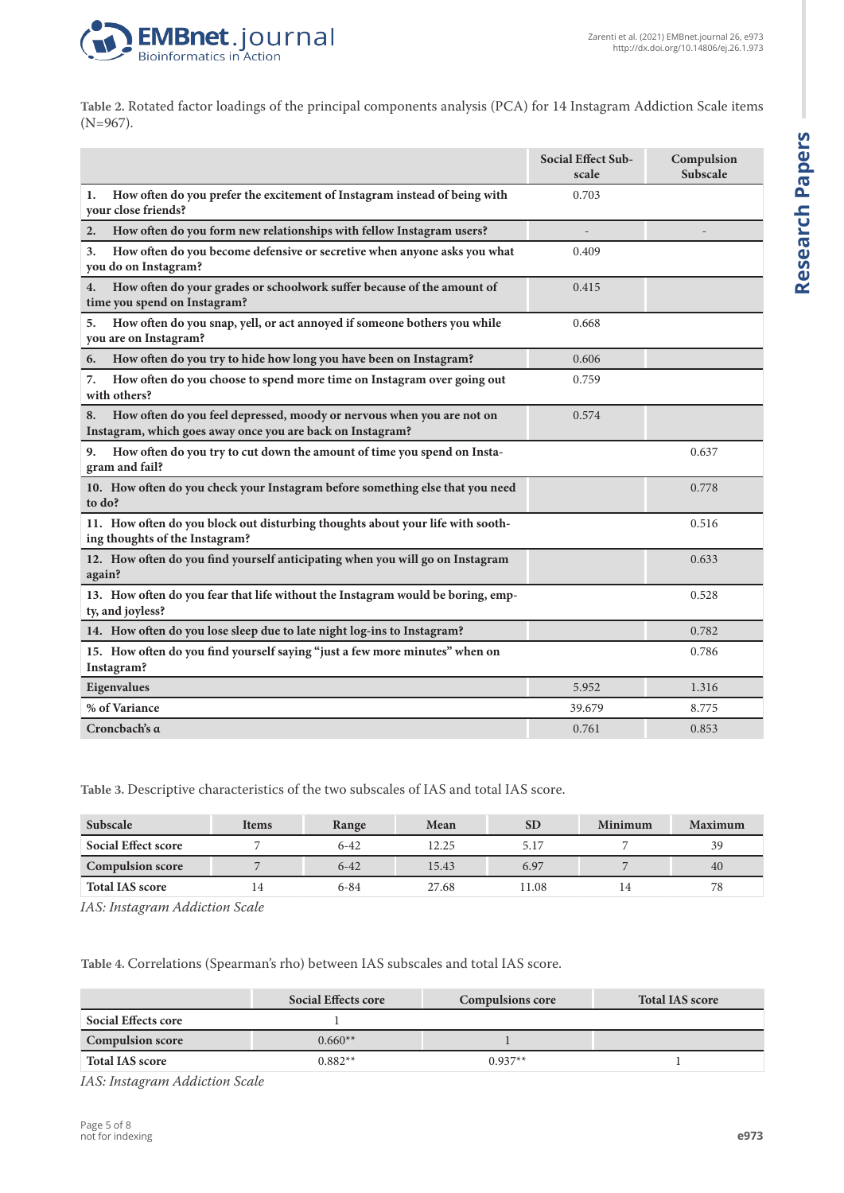**Table 2.** Rotated factor loadings of the principal components analysis (PCA) for 14 Instagram Addiction Scale items (N=967).

| | Social Effect Sub-scale | Compulsion Subscale |
|---|---|---|
| **1. How often do you prefer the excitement of Instagram instead of being with your close friends?** | 0.703 | |
| **2. How often do you form new relationships with fellow Instagram users?** | - | - |
| **3. How often do you become defensive or secretive when anyone asks you what you do on Instagram?** | 0.409 | |
| **4. How often do your grades or schoolwork suffer because of the amount of time you spend on Instagram?** | 0.415 | |
| **5. How often do you snap, yell, or act annoyed if someone bothers you while you are on Instagram?** | 0.668 | |
| **6. How often do you try to hide how long you have been on Instagram?** | 0.606 | |
| **7. How often do you choose to spend more time on Instagram over going out with others?** | 0.759 | |
| **8. How often do you feel depressed, moody or nervous when you are not on Instagram, which goes away once you are back on Instagram?** | 0.574 | |
| **9. How often do you try to cut down the amount of time you spend on Instagram and fail?** | | 0.637 |
| **10. How often do you check your Instagram before something else that you need to do?** | | 0.778 |
| **11. How often do you block out disturbing thoughts about your life with soothing thoughts of the Instagram?** | | 0.516 |
| **12. How often do you find yourself anticipating when you will go on Instagram again?** | | 0.633 |
| **13. How often do you fear that life without the Instagram would be boring, empty, and joyless?** | | 0.528 |
| **14. How often do you lose sleep due to late night log-ins to Instagram?** | | 0.782 |
| **15. How often do you find yourself saying "just a few more minutes" when on Instagram?** | | 0.786 |
| **Eigenvalues** | 5.952 | 1.316 |
| **% of Variance** | 39.679 | 8.775 |
| **Croncbach's α** | 0.761 | 0.853 |

**Table 3.** Descriptive characteristics of the two subscales of IAS and total IAS score.

| Subscale | Items | Range | Mean | SD | Minimum | Maximum |
|---|---|---|---|---|---|---|
| **Social Effect score** | 7 | 6-42 | 12.25 | 5.17 | 7 | 39 |
| **Compulsion score** | 7 | 6-42 | 15.43 | 6.97 | 7 | 40 |
| **Total IAS score** | 14 | 6-84 | 27.68 | 11.08 | 14 | 78 |

*IAS: Instagram Addiction Scale*

**Table 4.** Correlations (Spearman's rho) between IAS subscales and total IAS score.

| | Social Effects core | Compulsions core | Total IAS score |
|---|---|---|---|
| **Social Effects core** | 1 | | |
| **Compulsion score** | 0.660** | 1 | |
| **Total IAS score** | 0.882** | 0.937** | 1 |

*IAS: Instagram Addiction Scale*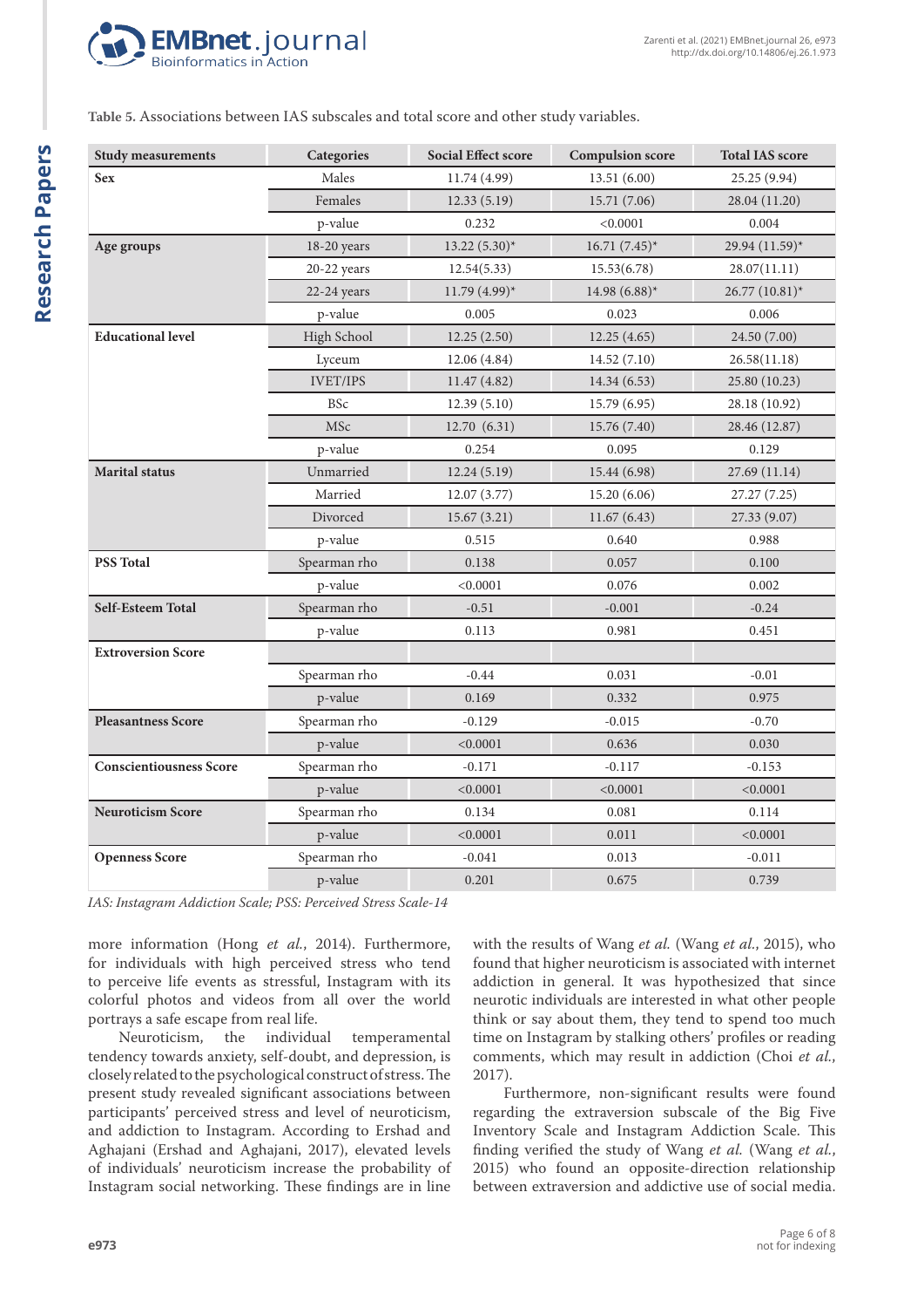**Table 5.** Associations between IAS subscales and total score and other study variables.

| Study measurements | Categories | Social Effect score | Compulsion score | Total IAS score |
|---|---|---|---|---|
| **Sex** | Males | 11.74 (4.99) | 13.51 (6.00) | 25.25 (9.94) |
| | Females | 12.33 (5.19) | 15.71 (7.06) | 28.04 (11.20) |
| | p-value | 0.232 | <0.0001 | 0.004 |
| **Age groups** | 18-20 years | 13.22 (5.30)* | 16.71 (7.45)* | 29.94 (11.59)* |
| | 20-22 years | 12.54(5.33) | 15.53(6.78) | 28.07(11.11) |
| | 22-24 years | 11.79 (4.99)* | 14.98 (6.88)* | 26.77 (10.81)* |
| | p-value | 0.005 | 0.023 | 0.006 |
| **Educational level** | High School | 12.25 (2.50) | 12.25 (4.65) | 24.50 (7.00) |
| | Lyceum | 12.06 (4.84) | 14.52 (7.10) | 26.58(11.18) |
| | IVET/IPS | 11.47 (4.82) | 14.34 (6.53) | 25.80 (10.23) |
| | BSc | 12.39 (5.10) | 15.79 (6.95) | 28.18 (10.92) |
| | MSc | 12.70 (6.31) | 15.76 (7.40) | 28.46 (12.87) |
| | p-value | 0.254 | 0.095 | 0.129 |
| **Marital status** | Unmarried | 12.24 (5.19) | 15.44 (6.98) | 27.69 (11.14) |
| | Married | 12.07 (3.77) | 15.20 (6.06) | 27.27 (7.25) |
| | Divorced | 15.67 (3.21) | 11.67 (6.43) | 27.33 (9.07) |
| | p-value | 0.515 | 0.640 | 0.988 |
| **PSS Total** | Spearman rho | 0.138 | 0.057 | 0.100 |
| | p-value | <0.0001 | 0.076 | 0.002 |
| **Self-Esteem Total** | Spearman rho | -0.51 | -0.001 | -0.24 |
| | p-value | 0.113 | 0.981 | 0.451 |
| **Extroversion Score** | | | | |
| | Spearman rho | -0.44 | 0.031 | -0.01 |
| | p-value | 0.169 | 0.332 | 0.975 |
| **Pleasantness Score** | Spearman rho | -0.129 | -0.015 | -0.70 |
| | p-value | <0.0001 | 0.636 | 0.030 |
| **Conscientiousness Score** | Spearman rho | -0.171 | -0.117 | -0.153 |
| | p-value | <0.0001 | <0.0001 | <0.0001 |
| **Neuroticism Score** | Spearman rho | 0.134 | 0.081 | 0.114 |
| | p-value | <0.0001 | 0.011 | <0.0001 |
| **Openness Score** | Spearman rho | -0.041 | 0.013 | -0.011 |
| | p-value | 0.201 | 0.675 | 0.739 |

*IAS: Instagram Addiction Scale; PSS: Perceived Stress Scale-14*

more information (Hong *et al.*, 2014). Furthermore, for individuals with high perceived stress who tend to perceive life events as stressful, Instagram with its colorful photos and videos from all over the world portrays a safe escape from real life.

Neuroticism, the individual temperamental tendency towards anxiety, self-doubt, and depression, is closely related to the psychological construct of stress. The present study revealed significant associations between participants' perceived stress and level of neuroticism, and addiction to Instagram. According to Ershad and Aghajani (Ershad and Aghajani, 2017), elevated levels of individuals' neuroticism increase the probability of Instagram social networking. These findings are in line with the results of Wang *et al.* (Wang *et al.*, 2015), who found that higher neuroticism is associated with internet addiction in general. It was hypothesized that since neurotic individuals are interested in what other people think or say about them, they tend to spend too much time on Instagram by stalking others' profiles or reading comments, which may result in addiction (Choi *et al.*, 2017).

Furthermore, non-significant results were found regarding the extraversion subscale of the Big Five Inventory Scale and Instagram Addiction Scale. This finding verified the study of Wang *et al.* (Wang *et al.*, 2015) who found an opposite-direction relationship between extraversion and addictive use of social media.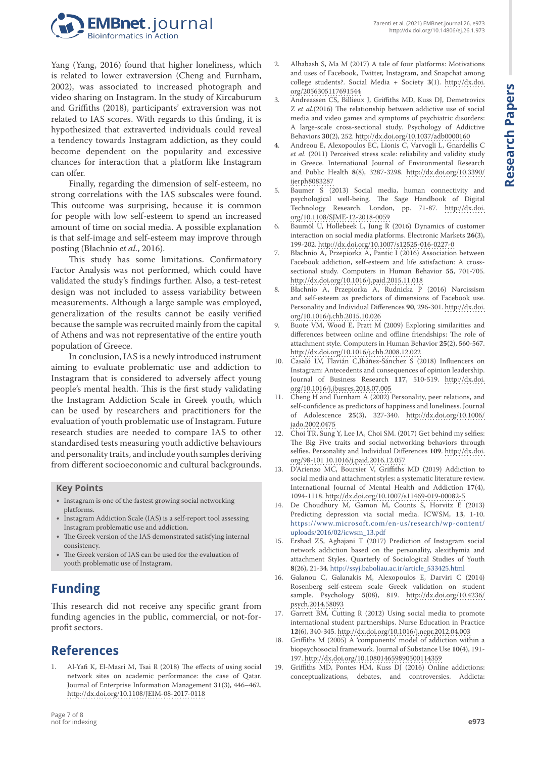Yang (Yang, 2016) found that higher loneliness, which is related to lower extraversion (Cheng and Furnham, 2002), was associated to increased photograph and video sharing on Instagram. In the study of Kircaburum and Griffiths (2018), participants' extraversion was not related to IAS scores. With regards to this finding, it is hypothesized that extraverted individuals could reveal a tendency towards Instagram addiction, as they could become dependent on the popularity and excessive chances for interaction that a platform like Instagram can offer.

Finally, regarding the dimension of self-esteem, no strong correlations with the IAS subscales were found. This outcome was surprising, because it is common for people with low self-esteem to spend an increased amount of time on social media. A possible explanation is that self-image and self-esteem may improve through posting (Błachnio *et al.*, 2016).

This study has some limitations. Confirmatory Factor Analysis was not performed, which could have validated the study's findings further. Also, a test-retest design was not included to assess variability between measurements. Although a large sample was employed, generalization of the results cannot be easily verified because the sample was recruited mainly from the capital of Athens and was not representative of the entire youth population of Greece.

In conclusion, IAS is a newly introduced instrument aiming to evaluate problematic use and addiction to Instagram that is considered to adversely affect young people's mental health. This is the first study validating the Instagram Addiction Scale in Greek youth, which can be used by researchers and practitioners for the evaluation of youth problematic use of Instagram. Future research studies are needed to compare IAS to other standardised tests measuring youth addictive behaviours and personality traits, and include youth samples deriving from different socioeconomic and cultural backgrounds.

### Key Points

- Instagram is one of the fastest growing social networking platforms.
- Instagram Addiction Scale (IAS) is a self-report tool assessing Instagram problematic use and addiction.
- The Greek version of the IAS demonstrated satisfying internal consistency.
- The Greek version of IAS can be used for the evaluation of youth problematic use of Instagram.

## Funding

This research did not receive any specific grant from funding agencies in the public, commercial, or not-for-profit sectors.

## References

1. Al-Yafi K, El-Masri M, Tsai R (2018) The effects of using social network sites on academic performance: the case of Qatar. Journal of Enterprise Information Management **31**(3), 446–462. http://dx.doi.org/10.1108/JEIM-08-2017-0118
2. Alhabash S, Ma M (2017) A tale of four platforms: Motivations and uses of Facebook, Twitter, Instagram, and Snapchat among college students?. Social Media + Society **3**(1). http://dx.doi.org/2056305117691544
3. Andreassen CS, Billieux J, Griffiths MD, Kuss DJ, Demetrovics Z *et al.*(2016) The relationship between addictive use of social media and video games and symptoms of psychiatric disorders: A large-scale cross-sectional study. Psychology of Addictive Behaviors **30**(2), 252. http://dx.doi.org/10.1037/adb0000160
4. Andreou E, Alexopoulos EC, Lionis C, Varvogli L, Gnardellis C *et al.* (2011) Perceived stress scale: reliability and validity study in Greece. International Journal of Environmental Research and Public Health **8**(8), 3287-3298. http://dx.doi.org/10.3390/ijerph8083287
5. Baumer S (2013) Social media, human connectivity and psychological well-being. The Sage Handbook of Digital Technology Research. London, pp. 71-87. http://dx.doi.org/10.1108/SJME-12-2018-0059
6. Baumöl U, Hollebeek L, Jung R (2016) Dynamics of customer interaction on social media platforms. Electronic Markets **26**(3), 199-202. http://dx.doi.org/10.1007/s12525-016-0227-0
7. Błachnio A, Przepiorka A, Pantic I (2016) Association between Facebook addiction, self-esteem and life satisfaction: A cross-sectional study. Computers in Human Behavior **55**, 701-705. http://dx.doi.org/10.1016/j.paid.2015.11.018
8. Błachnio A, Przepiorka A, Rudnicka P (2016) Narcissism and self-esteem as predictors of dimensions of Facebook use. Personality and Individual Differences **90**, 296-301. http://dx.doi.org/10.1016/j.chb.2015.10.026
9. Buote VM, Wood E, Pratt M (2009) Exploring similarities and differences between online and offline friendships: The role of attachment style. Computers in Human Behavior **25**(2), 560-567. http://dx.doi.org/10.1016/j.chb.2008.12.022
10. Casaló LV, Flavián C,Ibáñez-Sánchez S (2018) Influencers on Instagram: Antecedents and consequences of opinion leadership. Journal of Business Research **117**, 510-519. http://dx.doi.org/10.1016/j.jbusres.2018.07.005
11. Cheng H and Furnham A (2002) Personality, peer relations, and self-confidence as predictors of happiness and loneliness. Journal of Adolescence **25**(3), 327-340. http://dx.doi.org/10.1006/jado.2002.0475
12. Choi TR, Sung Y, Lee JA, Choi SM. (2017) Get behind my selfies: The Big Five traits and social networking behaviors through selfies. Personality and Individual Differences **109**. http://dx.doi.org/98-101 10.1016/j.paid.2016.12.057
13. D'Arienzo MC, Boursier V, Griffiths MD (2019) Addiction to social media and attachment styles: a systematic literature review. International Journal of Mental Health and Addiction **17**(4), 1094-1118. http://dx.doi.org/10.1007/s11469-019-00082-5
14. De Choudhury M, Gamon M, Counts S, Horvitz E (2013) Predicting depression via social media. ICWSM, **13**, 1-10. https://www.microsoft.com/en-us/research/wp-content/uploads/2016/02/icwsm_13.pdf
15. Ershad ZS, Aghajani T (2017) Prediction of Instagram social network addiction based on the personality, alexithymia and attachment Styles. Quarterly of Sociological Studies of Youth **8**(26), 21-34. http://ssyj.baboliau.ac.ir/article_533425.html
16. Galanou C, Galanakis M, Alexopoulos E, Darviri C (2014) Rosenberg self-esteem scale Greek validation on student sample. Psychology **5**(08), 819. http://dx.doi.org/10.4236/psych.2014.58093
17. Garrett BM, Cutting R (2012) Using social media to promote international student partnerships. Nurse Education in Practice **12**(6), 340-345. http://dx.doi.org/10.1016/j.nepr.2012.04.003
18. Griffiths M (2005) A 'components' model of addiction within a biopsychosocial framework. Journal of Substance Use **10**(4), 191-197. http://dx.doi.org/10.108014659890500114359
19. Griffiths MD, Pontes HM, Kuss DJ (2016) Online addictions: conceptualizations, debates, and controversies. Addicta: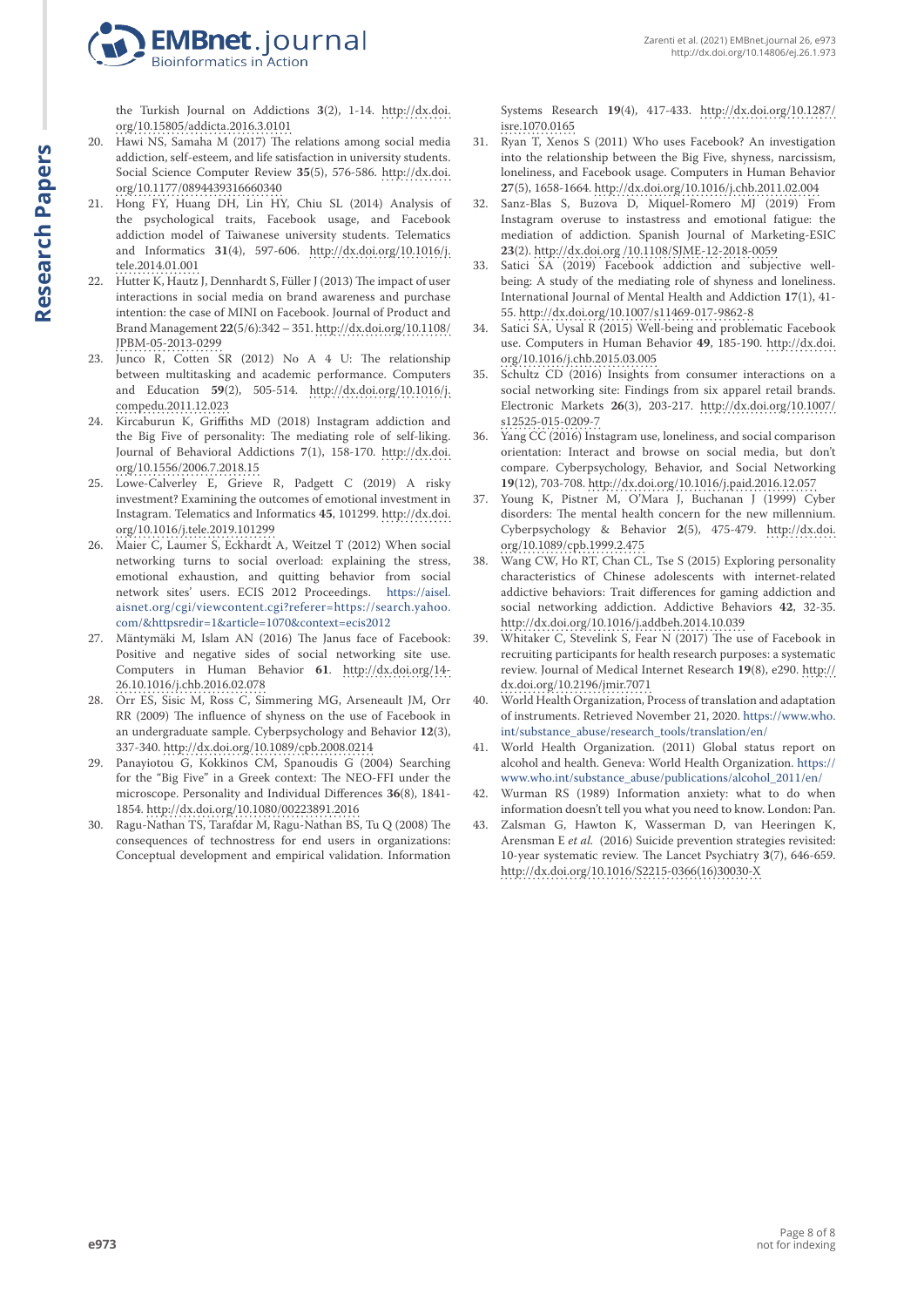the Turkish Journal on Addictions **3**(2), 1-14. http://dx.doi.org/10.15805/addicta.2016.3.0101

20. Hawi NS, Samaha M (2017) The relations among social media addiction, self-esteem, and life satisfaction in university students. Social Science Computer Review **35**(5), 576-586. http://dx.doi.org/10.1177/0894439316660340
21. Hong FY, Huang DH, Lin HY, Chiu SL (2014) Analysis of the psychological traits, Facebook usage, and Facebook addiction model of Taiwanese university students. Telematics and Informatics **31**(4), 597-606. http://dx.doi.org/10.1016/j.tele.2014.01.001
22. Hutter K, Hautz J, Dennhardt S, Füller J (2013) The impact of user interactions in social media on brand awareness and purchase intention: the case of MINI on Facebook. Journal of Product and Brand Management **22**(5/6):342 – 351. http://dx.doi.org/10.1108/JPBM-05-2013-0299
23. Junco R, Cotten SR (2012) No A 4 U: The relationship between multitasking and academic performance. Computers and Education **59**(2), 505-514. http://dx.doi.org/10.1016/j.compedu.2011.12.023
24. Kircaburun K, Griffiths MD (2018) Instagram addiction and the Big Five of personality: The mediating role of self-liking. Journal of Behavioral Addictions **7**(1), 158-170. http://dx.doi.org/10.1556/2006.7.2018.15
25. Lowe-Calverley E, Grieve R, Padgett C (2019) A risky investment? Examining the outcomes of emotional investment in Instagram. Telematics and Informatics **45**, 101299. http://dx.doi.org/10.1016/j.tele.2019.101299
26. Maier C, Laumer S, Eckhardt A, Weitzel T (2012) When social networking turns to social overload: explaining the stress, emotional exhaustion, and quitting behavior from social network sites' users. ECIS 2012 Proceedings. https://aisel.aisnet.org/cgi/viewcontent.cgi?referer=https://search.yahoo.com/&httpsredir=1&article=1070&context=ecis2012
27. Mäntymäki M, Islam AN (2016) The Janus face of Facebook: Positive and negative sides of social networking site use. Computers in Human Behavior **61**. http://dx.doi.org/14-26.10.1016/j.chb.2016.02.078
28. Orr ES, Sisic M, Ross C, Simmering MG, Arseneault JM, Orr RR (2009) The influence of shyness on the use of Facebook in an undergraduate sample. Cyberpsychology and Behavior **12**(3), 337-340. http://dx.doi.org/10.1089/cpb.2008.0214
29. Panayiotou G, Kokkinos CM, Spanoudis G (2004) Searching for the "Big Five" in a Greek context: The NEO-FFI under the microscope. Personality and Individual Differences **36**(8), 1841-1854. http://dx.doi.org/10.1080/00223891.2016
30. Ragu-Nathan TS, Tarafdar M, Ragu-Nathan BS, Tu Q (2008) The consequences of technostress for end users in organizations: Conceptual development and empirical validation. Information Systems Research **19**(4), 417-433. http://dx.doi.org/10.1287/isre.1070.0165
31. Ryan T, Xenos S (2011) Who uses Facebook? An investigation into the relationship between the Big Five, shyness, narcissism, loneliness, and Facebook usage. Computers in Human Behavior **27**(5), 1658-1664. http://dx.doi.org/10.1016/j.chb.2011.02.004
32. Sanz-Blas S, Buzova D, Miquel-Romero MJ (2019) From Instagram overuse to instastress and emotional fatigue: the mediation of addiction. Spanish Journal of Marketing-ESIC **23**(2). http://dx.doi.org /10.1108/SJME-12-2018-0059
33. Satici SA (2019) Facebook addiction and subjective well-being: A study of the mediating role of shyness and loneliness. International Journal of Mental Health and Addiction **17**(1), 41-55. http://dx.doi.org/10.1007/s11469-017-9862-8
34. Satici SA, Uysal R (2015) Well-being and problematic Facebook use. Computers in Human Behavior **49**, 185-190. http://dx.doi.org/10.1016/j.chb.2015.03.005
35. Schultz CD (2016) Insights from consumer interactions on a social networking site: Findings from six apparel retail brands. Electronic Markets **26**(3), 203-217. http://dx.doi.org/10.1007/s12525-015-0209-7
36. Yang CC (2016) Instagram use, loneliness, and social comparison orientation: Interact and browse on social media, but don't compare. Cyberpsychology, Behavior, and Social Networking **19**(12), 703-708. http://dx.doi.org/10.1016/j.paid.2016.12.057
37. Young K, Pistner M, O'Mara J, Buchanan J (1999) Cyber disorders: The mental health concern for the new millennium. Cyberpsychology & Behavior **2**(5), 475-479. http://dx.doi.org/10.1089/cpb.1999.2.475
38. Wang CW, Ho RT, Chan CL, Tse S (2015) Exploring personality characteristics of Chinese adolescents with internet-related addictive behaviors: Trait differences for gaming addiction and social networking addiction. Addictive Behaviors **42**, 32-35. http://dx.doi.org/10.1016/j.addbeh.2014.10.039
39. Whitaker C, Stevelink S, Fear N (2017) The use of Facebook in recruiting participants for health research purposes: a systematic review. Journal of Medical Internet Research **19**(8), e290. http://dx.doi.org/10.2196/jmir.7071
40. World Health Organization, Process of translation and adaptation of instruments. Retrieved November 21, 2020. https://www.who.int/substance_abuse/research_tools/translation/en/
41. World Health Organization. (2011) Global status report on alcohol and health. Geneva: World Health Organization. https://www.who.int/substance_abuse/publications/alcohol_2011/en/
42. Wurman RS (1989) Information anxiety: what to do when information doesn't tell you what you need to know. London: Pan.
43. Zalsman G, Hawton K, Wasserman D, van Heeringen K, Arensman E *et al.* (2016) Suicide prevention strategies revisited: 10-year systematic review. The Lancet Psychiatry **3**(7), 646-659. http://dx.doi.org/10.1016/S2215-0366(16)30030-X